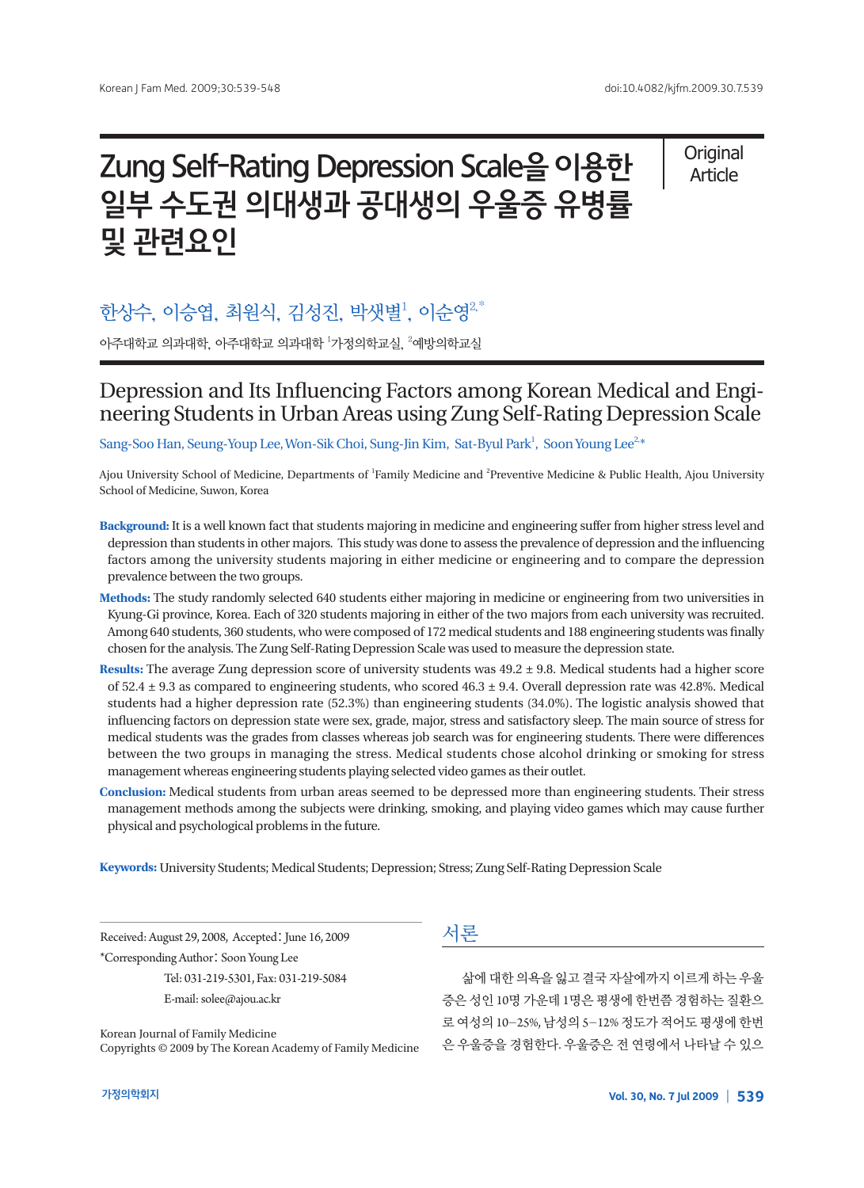Original Article

# Zung Self-Rating Depression Scale을 이용한 일부 수도권 의대생과 공대생의 우울증 유병률 및 관련요인

한상수, 이승엽, 최원식, 김성진, 박샛별[1], 이순영[2,*]

아주대학교 의과대학, 아주대학교 의과대학 [1]가정의학교실, [2]예방의학교실

# Depression and Its Influencing Factors among Korean Medical and Engineering Students in Urban Areas using Zung Self-Rating Depression Scale

Sang-Soo Han, Seung-Youp Lee, Won-Sik Choi, Sung-Jin Kim, Sat-Byul Park[1], Soon Young Lee[2,*]

Ajou University School of Medicine, Departments of [1]Family Medicine and [2]Preventive Medicine & Public Health, Ajou University School of Medicine, Suwon, Korea

**Background:** It is a well known fact that students majoring in medicine and engineering suffer from higher stress level and depression than students in other majors. This study was done to assess the prevalence of depression and the influencing factors among the university students majoring in either medicine or engineering and to compare the depression prevalence between the two groups.

**Methods:** The study randomly selected 640 students either majoring in medicine or engineering from two universities in Kyung-Gi province, Korea. Each of 320 students majoring in either of the two majors from each university was recruited. Among 640 students, 360 students, who were composed of 172 medical students and 188 engineering students was finally chosen for the analysis. The Zung Self-Rating Depression Scale was used to measure the depression state.

**Results:** The average Zung depression score of university students was 49.2 ± 9.8. Medical students had a higher score of 52.4 ± 9.3 as compared to engineering students, who scored 46.3 ± 9.4. Overall depression rate was 42.8%. Medical students had a higher depression rate (52.3%) than engineering students (34.0%). The logistic analysis showed that influencing factors on depression state were sex, grade, major, stress and satisfactory sleep. The main source of stress for medical students was the grades from classes whereas job search was for engineering students. There were differences between the two groups in managing the stress. Medical students chose alcohol drinking or smoking for stress management whereas engineering students playing selected video games as their outlet.

**Conclusion:** Medical students from urban areas seemed to be depressed more than engineering students. Their stress management methods among the subjects were drinking, smoking, and playing video games which may cause further physical and psychological problems in the future.

**Keywords:** University Students; Medical Students; Depression; Stress; Zung Self-Rating Depression Scale

Received: August 29, 2008, Accepted: June 16, 2009
*Corresponding Author: Soon Young Lee
Tel: 031-219-5301, Fax: 031-219-5084
E-mail: solee@ajou.ac.kr

Korean Journal of Family Medicine
Copyrights © 2009 by The Korean Academy of Family Medicine

## 서론

삶에 대한 의욕을 잃고 결국 자살에까지 이르게 하는 우울증은 성인 10명 가운데 1명은 평생에 한번쯤 경험하는 질환으로 여성의 10–25%, 남성의 5–12% 정도가 적어도 평생에 한번은 우울증을 경험한다. 우울증은 전 연령에서 나타날 수 있으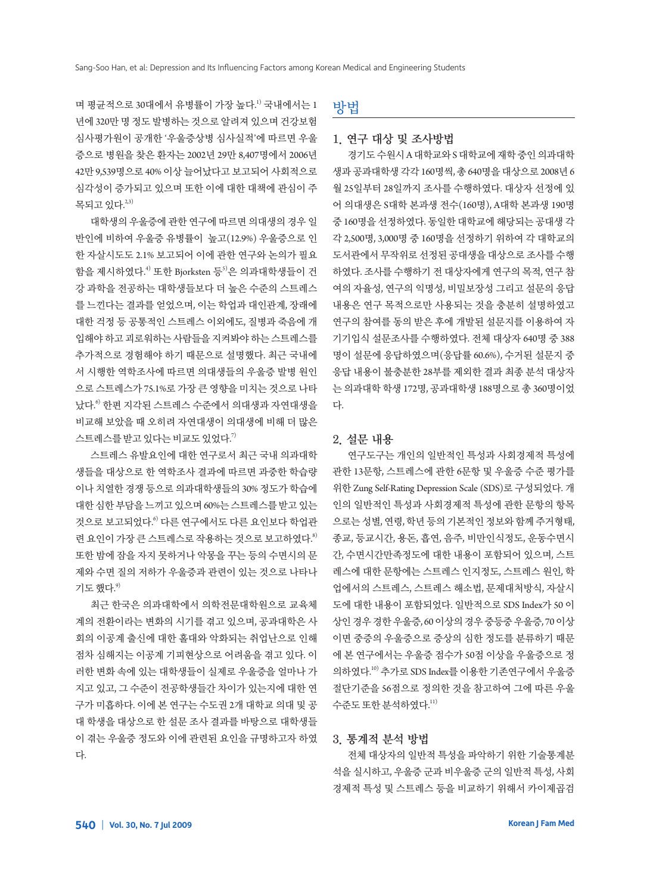며 평균적으로 30대에서 유병률이 가장 높다.[1] 국내에서는 1년에 320만 명 정도 발병하는 것으로 알려져 있으며 건강보험심사평가원이 공개한 '우울증상병 심사실적'에 따르면 우울증으로 병원을 찾은 환자는 2002년 29만 8,407명에서 2006년 42만 9,539명으로 40% 이상 늘어났다고 보고되어 사회적으로 심각성이 증가되고 있으며 또한 이에 대한 대책에 관심이 주목되고 있다.[2,3]

대학생의 우울증에 관한 연구에 따르면 의대생의 경우 일반인에 비하여 우울증 유병률이 높고(12.9%) 우울증으로 인한 자살시도도 2.1% 보고되어 이에 관한 연구와 논의가 필요함을 제시하였다.[4] 또한 Bjorksten 등[5]은 의과대학생들이 건강 과학을 전공하는 대학생들보다 더 높은 수준의 스트레스를 느낀다는 결과를 얻었으며, 이는 학업과 대인관계, 장래에 대한 걱정 등 공통적인 스트레스 이외에도, 질병과 죽음에 개입해야 하고 괴로워하는 사람들을 지켜봐야 하는 스트레스를 추가적으로 경험해야 하기 때문으로 설명했다. 최근 국내에서 시행한 역학조사에 따르면 의대생들의 우울증 발병 원인으로 스트레스가 75.1%로 가장 큰 영향을 미치는 것으로 나타났다.[6] 한편 지각된 스트레스 수준에서 의대생과 자연대생을 비교해 보았을 때 오히려 자연대생이 의대생에 비해 더 많은 스트레스를 받고 있다는 비교도 있었다.[7]

스트레스 유발요인에 대한 연구로서 최근 국내 의과대학생들을 대상으로 한 역학조사 결과에 따르면 과중한 학습량이나 치열한 경쟁 등으로 의과대학생들의 30% 정도가 학습에 대한 심한 부담을 느끼고 있으며 60%는 스트레스를 받고 있는 것으로 보고되었다.[6] 다른 연구에서도 다른 요인보다 학업관련 요인이 가장 큰 스트레스로 작용하는 것으로 보고하였다.[8] 또한 밤에 잠을 자지 못하거나 악몽을 꾸는 등의 수면시의 문제와 수면 질의 저하가 우울증과 관련이 있는 것으로 나타나기도 했다.[9]

최근 한국은 의과대학에서 의학전문대학원으로 교육체계의 전환이라는 변화의 시기를 겪고 있으며, 공과대학은 사회의 이공계 출신에 대한 홀대와 악화되는 취업난으로 인해 점차 심해지는 이공계 기피현상으로 어려움을 겪고 있다. 이러한 변화 속에 있는 대학생들이 실제로 우울증을 얼마나 가지고 있고, 그 수준이 전공학생들간 차이가 있는지에 대한 연구가 미흡하다. 이에 본 연구는 수도권 2개 대학교 의대 및 공대 학생을 대상으로 한 설문 조사 결과를 바탕으로 대학생들이 겪는 우울증 정도와 이에 관련된 요인을 규명하고자 하였다.

## 방법

### 1. 연구 대상 및 조사방법

경기도 수원시 A 대학교와 S 대학교에 재학 중인 의과대학생과 공과대학생 각각 160명씩, 총 640명을 대상으로 2008년 6월 25일부터 28일까지 조사를 수행하였다. 대상자 선정에 있어 의대생은 S대학 본과생 전수(160명), A대학 본과생 190명 중 160명을 선정하였다. 동일한 대학교에 해당되는 공대생 각각 2,500명, 3,000명 중 160명을 선정하기 위하여 각 대학교의 도서관에서 무작위로 선정된 공대생을 대상으로 조사를 수행하였다. 조사를 수행하기 전 대상자에게 연구의 목적, 연구 참여의 자율성, 연구의 익명성, 비밀보장성 그리고 설문의 응답내용은 연구 목적으로만 사용되는 것을 충분히 설명하였고 연구의 참여를 동의 받은 후에 개발된 설문지를 이용하여 자기기입식 설문조사를 수행하였다. 전체 대상자 640명 중 388명이 설문에 응답하였으며(응답률 60.6%), 수거된 설문지 중 응답 내용이 불충분한 28부를 제외한 결과 최종 분석 대상자는 의과대학 학생 172명, 공과대학생 188명으로 총 360명이었다.

### 2. 설문 내용

연구도구는 개인의 일반적인 특성과 사회경제적 특성에 관한 13문항, 스트레스에 관한 6문항 및 우울증 수준 평가를 위한 Zung Self-Rating Depression Scale (SDS)로 구성되었다. 개인의 일반적인 특성과 사회경제적 특성에 관한 문항의 항목으로는 성별, 연령, 학년 등의 기본적인 정보와 함께 주거형태, 종교, 등교시간, 용돈, 흡연, 음주, 비만인식정도, 운동수면시간, 수면시간만족정도에 대한 내용이 포함되어 있으며, 스트레스에 대한 문항에는 스트레스 인지정도, 스트레스 원인, 학업에서의 스트레스, 스트레스 해소법, 문제대처방식, 자살시도에 대한 내용이 포함되었다. 일반적으로 SDS Index가 50 이상인 경우 경한 우울증, 60 이상의 경우 중등증 우울증, 70 이상이면 중증의 우울증으로 증상의 심한 정도를 분류하기 때문에 본 연구에서는 우울증 점수가 50점 이상을 우울증으로 정의하였다.[10] 추가로 SDS Index를 이용한 기존연구에서 우울증 절단기준을 56점으로 정의한 것을 참고하여 그에 따른 우울 수준도 또한 분석하였다.[11]

### 3. 통계적 분석 방법

전체 대상자의 일반적 특성을 파악하기 위한 기술통계분석을 실시하고, 우울증 군과 비우울증 군의 일반적 특성, 사회경제적 특성 및 스트레스 등을 비교하기 위해서 카이제곱검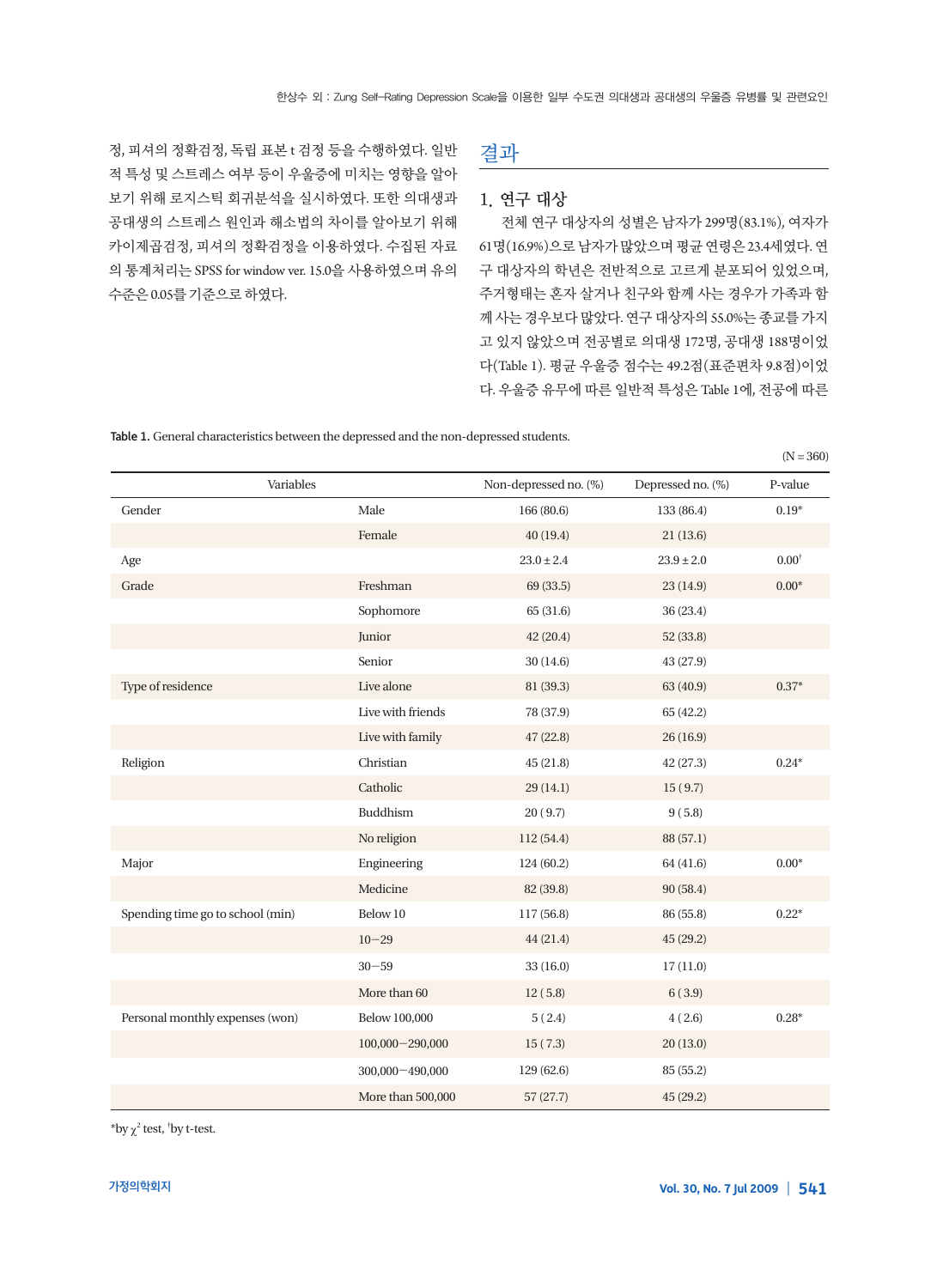정, 피셔의 정확검정, 독립 표본 t 검정 등을 수행하였다. 일반적 특성 및 스트레스 여부 등이 우울증에 미치는 영향을 알아보기 위해 로지스틱 회귀분석을 실시하였다. 또한 의대생과 공대생의 스트레스 원인과 해소법의 차이를 알아보기 위해 카이제곱검정, 피셔의 정확검정을 이용하였다. 수집된 자료의 통계처리는 SPSS for window ver. 15.0을 사용하였으며 유의수준은 0.05를 기준으로 하였다.

## 결과

### 1. 연구 대상

전체 연구 대상자의 성별은 남자가 299명(83.1%), 여자가 61명(16.9%)으로 남자가 많았으며 평균 연령은 23.4세였다. 연구 대상자의 학년은 전반적으로 고르게 분포되어 있었으며, 주거형태는 혼자 살거나 친구와 함께 사는 경우가 가족과 함께 사는 경우보다 많았다. 연구 대상자의 55.0%는 종교를 가지고 있지 않았으며 전공별로 의대생 172명, 공대생 188명이었다(Table 1). 평균 우울증 점수는 49.2점(표준편차 9.8점)이었다. 우울증 유무에 따른 일반적 특성은 Table 1에, 전공에 따른

**Table 1.** General characteristics between the depressed and the non-depressed students.

(N = 360)

| Variables | | Non-depressed no. (%) | Depressed no. (%) | P-value |
|---|---|---|---|---|
| Gender | Male | 166 (80.6) | 133 (86.4) | 0.19* |
| | Female | 40 (19.4) | 21 (13.6) | |
| Age | | 23.0 ± 2.4 | 23.9 ± 2.0 | 0.00† |
| Grade | Freshman | 69 (33.5) | 23 (14.9) | 0.00* |
| | Sophomore | 65 (31.6) | 36 (23.4) | |
| | Junior | 42 (20.4) | 52 (33.8) | |
| | Senior | 30 (14.6) | 43 (27.9) | |
| Type of residence | Live alone | 81 (39.3) | 63 (40.9) | 0.37* |
| | Live with friends | 78 (37.9) | 65 (42.2) | |
| | Live with family | 47 (22.8) | 26 (16.9) | |
| Religion | Christian | 45 (21.8) | 42 (27.3) | 0.24* |
| | Catholic | 29 (14.1) | 15 ( 9.7) | |
| | Buddhism | 20 ( 9.7) | 9 ( 5.8) | |
| | No religion | 112 (54.4) | 88 (57.1) | |
| Major | Engineering | 124 (60.2) | 64 (41.6) | 0.00* |
| | Medicine | 82 (39.8) | 90 (58.4) | |
| Spending time go to school (min) | Below 10 | 117 (56.8) | 86 (55.8) | 0.22* |
| | 10−29 | 44 (21.4) | 45 (29.2) | |
| | 30−59 | 33 (16.0) | 17 (11.0) | |
| | More than 60 | 12 ( 5.8) | 6 ( 3.9) | |
| Personal monthly expenses (won) | Below 100,000 | 5 ( 2.4) | 4 ( 2.6) | 0.28* |
| | 100,000−290,000 | 15 ( 7.3) | 20 (13.0) | |
| | 300,000−490,000 | 129 (62.6) | 85 (55.2) | |
| | More than 500,000 | 57 (27.7) | 45 (29.2) | |

*by $\chi^2$ test, †by t-test.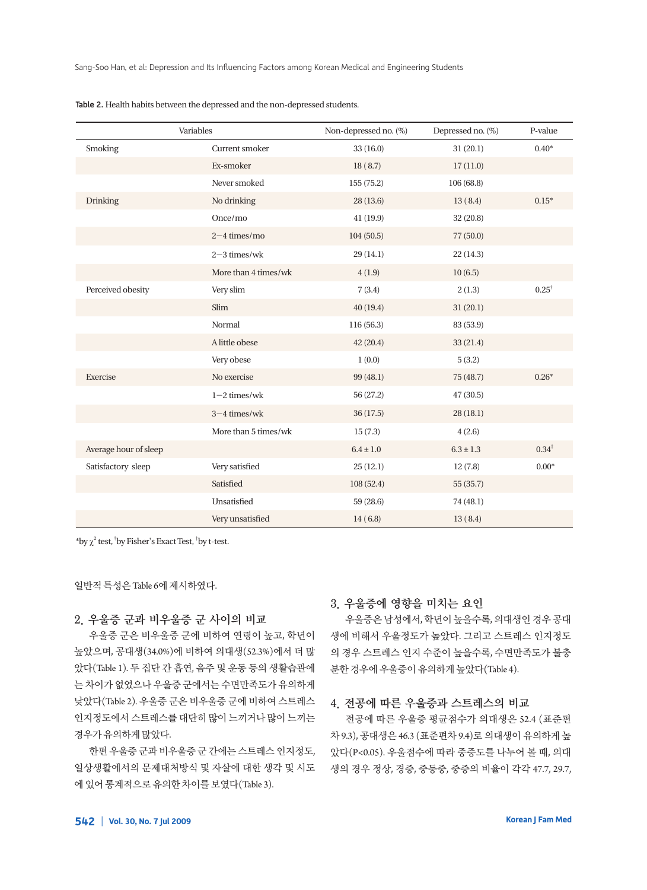**Table 2.** Health habits between the depressed and the non-depressed students.

| Variables | | Non-depressed no. (%) | Depressed no. (%) | P-value |
|---|---|---|---|---|
| Smoking | Current smoker | 33 (16.0) | 31 (20.1) | 0.40* |
| | Ex-smoker | 18 ( 8.7) | 17 (11.0) | |
| | Never smoked | 155 (75.2) | 106 (68.8) | |
| Drinking | No drinking | 28 (13.6) | 13 ( 8.4) | 0.15* |
| | Once/mo | 41 (19.9) | 32 (20.8) | |
| | 2−4 times/mo | 104 (50.5) | 77 (50.0) | |
| | 2−3 times/wk | 29 (14.1) | 22 (14.3) | |
| | More than 4 times/wk | 4 (1.9) | 10 (6.5) | |
| Perceived obesity | Very slim | 7 (3.4) | 2 (1.3) | 0.25† |
| | Slim | 40 (19.4) | 31 (20.1) | |
| | Normal | 116 (56.3) | 83 (53.9) | |
| | A little obese | 42 (20.4) | 33 (21.4) | |
| | Very obese | 1 (0.0) | 5 (3.2) | |
| Exercise | No exercise | 99 (48.1) | 75 (48.7) | 0.26* |
| | 1−2 times/wk | 56 (27.2) | 47 (30.5) | |
| | 3−4 times/wk | 36 (17.5) | 28 (18.1) | |
| | More than 5 times/wk | 15 (7.3) | 4 (2.6) | |
| Average hour of sleep | | 6.4 ± 1.0 | 6.3 ± 1.3 | 0.34‡ |
| Satisfactory sleep | Very satisfied | 25 (12.1) | 12 (7.8) | 0.00* |
| | Satisfied | 108 (52.4) | 55 (35.7) | |
| | Unsatisfied | 59 (28.6) | 74 (48.1) | |
| | Very unsatisfied | 14 ( 6.8) | 13 ( 8.4) | |

*by $\chi^2$ test, †by Fisher's Exact Test, ‡by t-test.

일반적 특성은 Table 6에 제시하였다.

## 2. 우울증 군과 비우울증 군 사이의 비교

우울증 군은 비우울증 군에 비하여 연령이 높고, 학년이 높았으며, 공대생(34.0%)에 비하여 의대생(52.3%)에서 더 많았다(Table 1). 두 집단 간 흡연, 음주 및 운동 등의 생활습관에는 차이가 없었으나 우울증 군에서는 수면만족도가 유의하게 낮았다(Table 2). 우울증 군은 비우울증 군에 비하여 스트레스 인지정도에서 스트레스를 대단히 많이 느끼거나 많이 느끼는 경우가 유의하게 많았다.

한편 우울증 군과 비우울증 군 간에는 스트레스 인지정도, 일상생활에서의 문제대처방식 및 자살에 대한 생각 및 시도에 있어 통계적으로 유의한 차이를 보였다(Table 3).

## 3. 우울증에 영향을 미치는 요인

우울증은 남성에서, 학년이 높을수록, 의대생인 경우 공대생에 비해서 우울정도가 높았다. 그리고 스트레스 인지정도의 경우 스트레스 인지 수준이 높을수록, 수면만족도가 불충분한 경우에 우울증이 유의하게 높았다(Table 4).

## 4. 전공에 따른 우울증과 스트레스의 비교

전공에 따른 우울증 평균점수가 의대생은 52.4 (표준편차 9.3), 공대생은 46.3 (표준편차 9.4)로 의대생이 유의하게 높았다(P<0.05). 우울점수에 따라 중증도를 나누어 볼 때, 의대생의 경우 정상, 경증, 중등중, 중증의 비율이 각각 47.7, 29.7,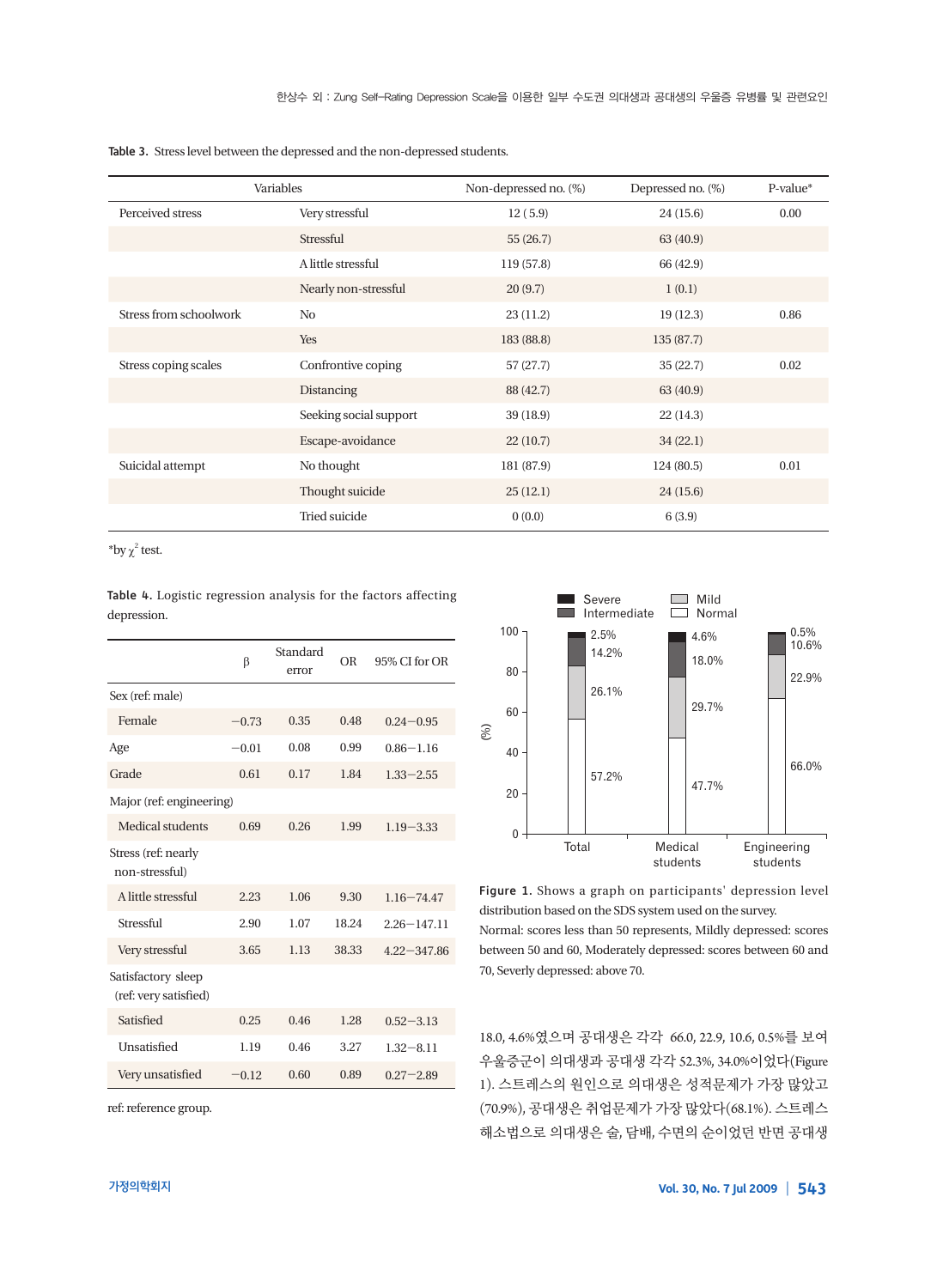**Table 3.** Stress level between the depressed and the non-depressed students.

| Variables | | Non-depressed no. (%) | Depressed no. (%) | P-value* |
|---|---|---|---|---|
| Perceived stress | Very stressful | 12 (5.9) | 24 (15.6) | 0.00 |
| | Stressful | 55 (26.7) | 63 (40.9) | |
| | A little stressful | 119 (57.8) | 66 (42.9) | |
| | Nearly non-stressful | 20 (9.7) | 1 (0.1) | |
| Stress from schoolwork | No | 23 (11.2) | 19 (12.3) | 0.86 |
| | Yes | 183 (88.8) | 135 (87.7) | |
| Stress coping scales | Confrontive coping | 57 (27.7) | 35 (22.7) | 0.02 |
| | Distancing | 88 (42.7) | 63 (40.9) | |
| | Seeking social support | 39 (18.9) | 22 (14.3) | |
| | Escape-avoidance | 22 (10.7) | 34 (22.1) | |
| Suicidal attempt | No thought | 181 (87.9) | 124 (80.5) | 0.01 |
| | Thought suicide | 25 (12.1) | 24 (15.6) | |
| | Tried suicide | 0 (0.0) | 6 (3.9) | |

*by $\chi^2$ test.

**Table 4.** Logistic regression analysis for the factors affecting depression.

| | β | Standard error | OR | 95% CI for OR |
|---|---|---|---|---|
| Sex (ref: male) | | | | |
| Female | −0.73 | 0.35 | 0.48 | 0.24−0.95 |
| Age | −0.01 | 0.08 | 0.99 | 0.86−1.16 |
| Grade | 0.61 | 0.17 | 1.84 | 1.33−2.55 |
| Major (ref: engineering) | | | | |
| Medical students | 0.69 | 0.26 | 1.99 | 1.19−3.33 |
| Stress (ref: nearly non-stressful) | | | | |
| A little stressful | 2.23 | 1.06 | 9.30 | 1.16−74.47 |
| Stressful | 2.90 | 1.07 | 18.24 | 2.26−147.11 |
| Very stressful | 3.65 | 1.13 | 38.33 | 4.22−347.86 |
| Satisfactory sleep (ref: very satisfied) | | | | |
| Satisfied | 0.25 | 0.46 | 1.28 | 0.52−3.13 |
| Unsatisfied | 1.19 | 0.46 | 3.27 | 1.32−8.11 |
| Very unsatisfied | −0.12 | 0.60 | 0.89 | 0.27−2.89 |

ref: reference group.

| (%) | Total | Medical students | Engineering students |
|---|---|---|---|
| Severe | 2.5% | 4.6% | 0.5% |
| Intermediate | 14.2% | 18.0% | 10.6% |
| Mild | 26.1% | 29.7% | 22.9% |
| Normal | 57.2% | 47.7% | 66.0% |

**Figure 1.** Shows a graph on participants' depression level distribution based on the SDS system used on the survey. Normal: scores less than 50 represents, Mildly depressed: scores between 50 and 60, Moderately depressed: scores between 60 and 70, Severly depressed: above 70.

18.0, 4.6%였으며 공대생은 각각 66.0, 22.9, 10.6, 0.5%를 보여 우울증군이 의대생과 공대생 각각 52.3%, 34.0%이었다(Figure 1). 스트레스의 원인으로 의대생은 성적문제가 가장 많았고 (70.9%), 공대생은 취업문제가 가장 많았다(68.1%). 스트레스 해소법으로 의대생은 술, 담배, 수면의 순이었던 반면 공대생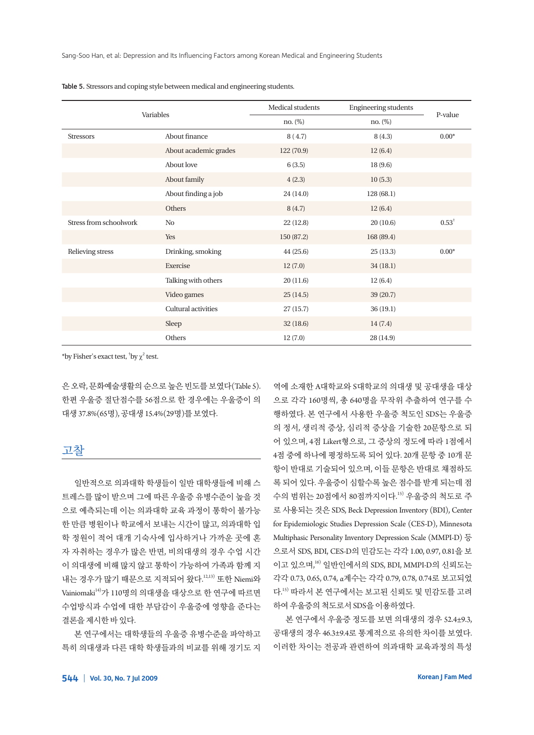**Table 5.** Stressors and coping style between medical and engineering students.

| Variables | | Medical students | Engineering students | P-value |
|---|---|---|---|---|
| | | no. (%) | no. (%) | |
| Stressors | About finance | 8 (4.7) | 8 (4.3) | 0.00* |
| | About academic grades | 122 (70.9) | 12 (6.4) | |
| | About love | 6 (3.5) | 18 (9.6) | |
| | About family | 4 (2.3) | 10 (5.3) | |
| | About finding a job | 24 (14.0) | 128 (68.1) | |
| | Others | 8 (4.7) | 12 (6.4) | |
| Stress from schoolwork | No | 22 (12.8) | 20 (10.6) | 0.53† |
| | Yes | 150 (87.2) | 168 (89.4) | |
| Relieving stress | Drinking, smoking | 44 (25.6) | 25 (13.3) | 0.00* |
| | Exercise | 12 (7.0) | 34 (18.1) | |
| | Talking with others | 20 (11.6) | 12 (6.4) | |
| | Video games | 25 (14.5) | 39 (20.7) | |
| | Cultural activities | 27 (15.7) | 36 (19.1) | |
| | Sleep | 32 (18.6) | 14 (7.4) | |
| | Others | 12 (7.0) | 28 (14.9) | |

*by Fisher's exact test, †by $\chi^2$ test.

은 오락, 문화예술생활의 순으로 높은 빈도를 보였다(Table 5). 한편 우울증 절단점수를 56점으로 한 경우에는 우울증이 의대생 37.8%(65명), 공대생 15.4%(29명)를 보였다.

## 고찰

일반적으로 의과대학 학생들이 일반 대학생들에 비해 스트레스를 많이 받으며 그에 따른 우울증 유병수준이 높을 것으로 예측되는데 이는 의과대학 교육 과정이 통학이 불가능한 만큼 병원이나 학교에서 보내는 시간이 많고, 의과대학 입학 정원이 적어 대개 기숙사에 입사하거나 가까운 곳에 혼자 자취하는 경우가 많은 반면, 비의대생의 경우 수업 시간이 의대생에 비해 많지 않고 통학이 가능하여 가족과 함께 지내는 경우가 많기 때문으로 지적되어 왔다.[12,13] 또한 Niemi와 Vainiomaki[14]가 110명의 의대생을 대상으로 한 연구에 따르면 수업방식과 수업에 대한 부담감이 우울증에 영향을 준다는 결론을 제시한 바 있다.

본 연구에서는 대학생들의 우울증 유병수준을 파악하고 특히 의대생과 다른 대학 학생들과의 비교를 위해 경기도 지역에 소재한 A대학교와 S대학교의 의대생 및 공대생을 대상으로 각각 160명씩, 총 640명을 무작위 추출하여 연구를 수행하였다. 본 연구에서 사용한 우울증 척도인 SDS는 우울증의 정서, 생리적 증상, 심리적 증상을 기술한 20문항으로 되어 있으며, 4점 Likert형으로, 그 증상의 정도에 따라 1점에서 4점 중에 하나에 평정하도록 되어 있다. 20개 문항 중 10개 문항이 반대로 기술되어 있으며, 이들 문항은 반대로 채점하도록 되어 있다. 우울증이 심할수록 높은 점수를 받게 되는데 점수의 범위는 20점에서 80점까지이다.[15] 우울증의 척도로 주로 사용되는 것은 SDS, Beck Depression Inventory (BDI), Center for Epidemiologic Studies Depression Scale (CES-D), Minnesota Multiphasic Personality Inventory Depression Scale (MMPI-D) 등으로서 SDS, BDI, CES-D의 민감도는 각각 1.00, 0.97, 0.81을 보이고 있으며,[16] 일반인에서의 SDS, BDI, MMPI-D의 신뢰도는 각각 0.73, 0.65, 0.74, α계수는 각각 0.79, 0.78, 0.74로 보고되었다.[15] 따라서 본 연구에서는 보고된 신뢰도 및 민감도를 고려하여 우울증의 척도로서 SDS을 이용하였다.

본 연구에서 우울증 정도를 보면 의대생의 경우 52.4±9.3, 공대생의 경우 46.3±9.4로 통계적으로 유의한 차이를 보였다. 이러한 차이는 전공과 관련하여 의과대학 교육과정의 특성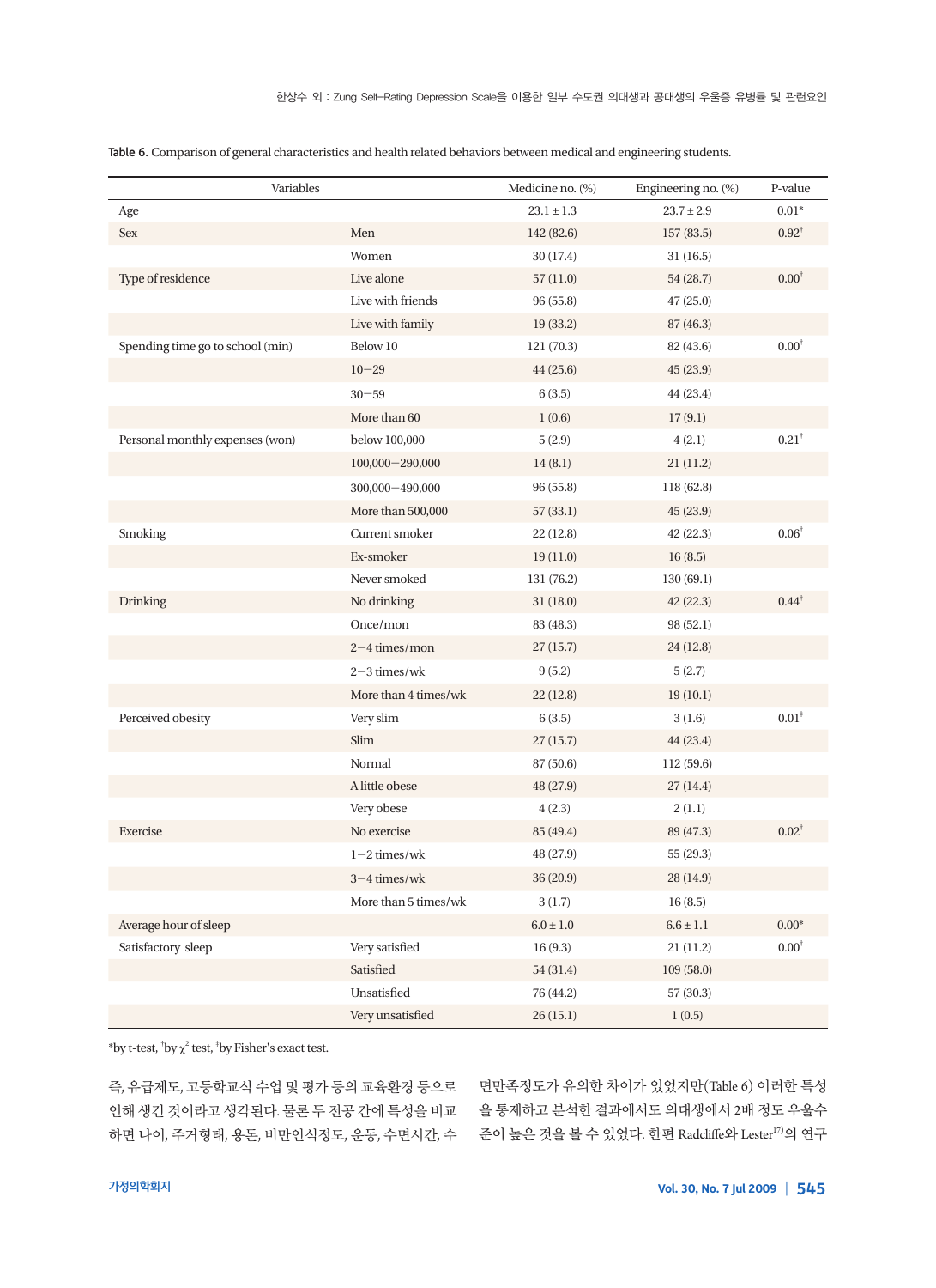**Table 6.** Comparison of general characteristics and health related behaviors between medical and engineering students.

| Variables | | Medicine no. (%) | Engineering no. (%) | P-value |
|---|---|---|---|---|
| Age | | 23.1 ± 1.3 | 23.7 ± 2.9 | 0.01* |
| Sex | Men | 142 (82.6) | 157 (83.5) | 0.92† |
| | Women | 30 (17.4) | 31 (16.5) | |
| Type of residence | Live alone | 57 (11.0) | 54 (28.7) | 0.00† |
| | Live with friends | 96 (55.8) | 47 (25.0) | |
| | Live with family | 19 (33.2) | 87 (46.3) | |
| Spending time go to school (min) | Below 10 | 121 (70.3) | 82 (43.6) | 0.00† |
| | 10−29 | 44 (25.6) | 45 (23.9) | |
| | 30−59 | 6 (3.5) | 44 (23.4) | |
| | More than 60 | 1 (0.6) | 17 (9.1) | |
| Personal monthly expenses (won) | below 100,000 | 5 (2.9) | 4 (2.1) | 0.21† |
| | 100,000−290,000 | 14 (8.1) | 21 (11.2) | |
| | 300,000−490,000 | 96 (55.8) | 118 (62.8) | |
| | More than 500,000 | 57 (33.1) | 45 (23.9) | |
| Smoking | Current smoker | 22 (12.8) | 42 (22.3) | 0.06† |
| | Ex-smoker | 19 (11.0) | 16 (8.5) | |
| | Never smoked | 131 (76.2) | 130 (69.1) | |
| Drinking | No drinking | 31 (18.0) | 42 (22.3) | 0.44† |
| | Once/mon | 83 (48.3) | 98 (52.1) | |
| | 2−4 times/mon | 27 (15.7) | 24 (12.8) | |
| | 2−3 times/wk | 9 (5.2) | 5 (2.7) | |
| | More than 4 times/wk | 22 (12.8) | 19 (10.1) | |
| Perceived obesity | Very slim | 6 (3.5) | 3 (1.6) | 0.01‡ |
| | Slim | 27 (15.7) | 44 (23.4) | |
| | Normal | 87 (50.6) | 112 (59.6) | |
| | A little obese | 48 (27.9) | 27 (14.4) | |
| | Very obese | 4 (2.3) | 2 (1.1) | |
| Exercise | No exercise | 85 (49.4) | 89 (47.3) | 0.02† |
| | 1−2 times/wk | 48 (27.9) | 55 (29.3) | |
| | 3−4 times/wk | 36 (20.9) | 28 (14.9) | |
| | More than 5 times/wk | 3 (1.7) | 16 (8.5) | |
| Average hour of sleep | | 6.0 ± 1.0 | 6.6 ± 1.1 | 0.00* |
| Satisfactory sleep | Very satisfied | 16 (9.3) | 21 (11.2) | 0.00† |
| | Satisfied | 54 (31.4) | 109 (58.0) | |
| | Unsatisfied | 76 (44.2) | 57 (30.3) | |
| | Very unsatisfied | 26 (15.1) | 1 (0.5) | |

*by t-test, †by $\chi^2$ test, ‡by Fisher's exact test.

즉, 유급제도, 고등학교식 수업 및 평가 등의 교육환경 등으로 인해 생긴 것이라고 생각된다. 물론 두 전공 간에 특성을 비교하면 나이, 주거형태, 용돈, 비만인식정도, 운동, 수면시간, 수면만족정도가 유의한 차이가 있었지만(Table 6) 이러한 특성을 통제하고 분석한 결과에서도 의대생에서 2배 정도 우울수준이 높은 것을 볼 수 있었다. 한편 Radcliffe와 Lester[17]의 연구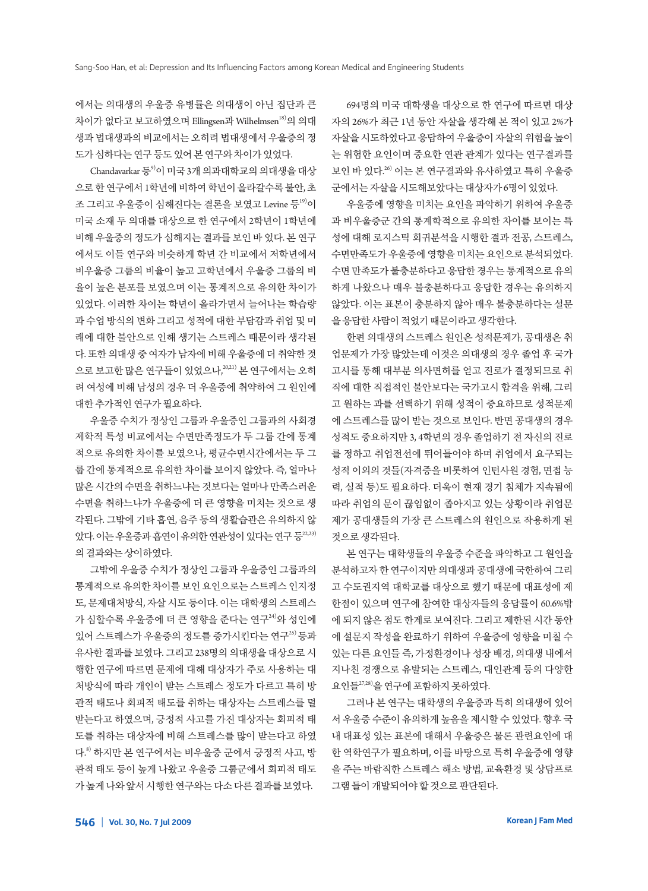에서는 의대생의 우울증 유병률은 의대생이 아닌 집단과 큰 차이가 없다고 보고하였으며 Ellingsen과 Wilhelmsen[18]의 의대생과 법대생과의 비교에서는 오히려 법대생에서 우울증의 정도가 심하다는 연구 등도 있어 본 연구와 차이가 있었다.

Chandavarkar 등[9]이 미국 3개 의과대학교의 의대생을 대상으로 한 연구에서 1학년에 비하여 학년이 올라갈수록 불안, 초조 그리고 우울증이 심해진다는 결론을 보였고 Levine 등[19]이 미국 소재 두 의대를 대상으로 한 연구에서 2학년이 1학년에 비해 우울증의 정도가 심해지는 결과를 보인 바 있다. 본 연구에서도 이들 연구와 비슷하게 학년 간 비교에서 저학년에서 비우울증 그룹의 비율이 높고 고학년에서 우울증 그룹의 비율이 높은 분포를 보였으며 이는 통계적으로 유의한 차이가 있었다. 이러한 차이는 학년이 올라가면서 늘어나는 학습량과 수업 방식의 변화 그리고 성적에 대한 부담감과 취업 및 미래에 대한 불안으로 인해 생기는 스트레스 때문이라 생각된다. 또한 의대생 중 여자가 남자에 비해 우울증에 더 취약한 것으로 보고한 많은 연구들이 있었으나,[20,21] 본 연구에서는 오히려 여성에 비해 남성의 경우 더 우울증에 취약하여 그 원인에 대한 추가적인 연구가 필요하다.

우울증 수치가 정상인 그룹과 우울증인 그룹과의 사회경제학적 특성 비교에서는 수면만족정도가 두 그룹 간에 통계적으로 유의한 차이를 보였으나, 평균수면시간에서는 두 그룹 간에 통계적으로 유의한 차이를 보이지 않았다. 즉, 얼마나 많은 시간의 수면을 취하느냐는 것보다는 얼마나 만족스러운 수면을 취하느냐가 우울증에 더 큰 영향을 미치는 것으로 생각된다. 그밖에 기타 흡연, 음주 등의 생활습관은 유의하지 않았다. 이는 우울증과 흡연이 유의한 연관성이 있다는 연구 등[22,23]의 결과와는 상이하였다.

그밖에 우울증 수치가 정상인 그룹과 우울증인 그룹과의 통계적으로 유의한 차이를 보인 요인으로는 스트레스 인지정도, 문제대처방식, 자살 시도 등이다. 이는 대학생의 스트레스가 심할수록 우울증에 더 큰 영향을 준다는 연구[24]와 성인에 있어 스트레스가 우울증의 정도를 증가시킨다는 연구[25] 등과 유사한 결과를 보였다. 그리고 238명의 의대생을 대상으로 시행한 연구에 따르면 문제에 대해 대상자가 주로 사용하는 대처방식에 따라 개인이 받는 스트레스 정도가 다르고 특히 방관적 태도나 회피적 태도를 취하는 대상자는 스트레스를 덜 받는다고 하였으며, 긍정적 사고를 가진 대상자는 회피적 태도를 취하는 대상자에 비해 스트레스를 많이 받는다고 하였다.[8] 하지만 본 연구에서는 비우울증 군에서 긍정적 사고, 방관적 태도 등이 높게 나왔고 우울증 그룹군에서 회피적 태도가 높게 나와 앞서 시행한 연구와는 다소 다른 결과를 보였다.

694명의 미국 대학생을 대상으로 한 연구에 따르면 대상자의 26%가 최근 1년 동안 자살을 생각해 본 적이 있고 2%가 자살을 시도하였다고 응답하여 우울증이 자살의 위험을 높이는 위험한 요인이며 중요한 연관 관계가 있다는 연구결과를 보인 바 있다.[26] 이는 본 연구결과와 유사하였고 특히 우울증군에서는 자살을 시도해보았다는 대상자가 6명이 있었다.

우울증에 영향을 미치는 요인을 파악하기 위하여 우울증과 비우울증군 간의 통계학적으로 유의한 차이를 보이는 특성에 대해 로지스틱 회귀분석을 시행한 결과 전공, 스트레스, 수면만족도가 우울증에 영향을 미치는 요인으로 분석되었다. 수면 만족도가 불충분하다고 응답한 경우는 통계적으로 유의하게 나왔으나 매우 불충분하다고 응답한 경우는 유의하지 않았다. 이는 표본이 충분하지 않아 매우 불충분하다는 설문을 응답한 사람이 적었기 때문이라고 생각한다.

한편 의대생의 스트레스 원인은 성적문제가, 공대생은 취업문제가 가장 많았는데 이것은 의대생의 경우 졸업 후 국가고시를 통해 대부분 의사면허를 얻고 진로가 결정되므로 취직에 대한 직접적인 불안보다는 국가고시 합격을 위해, 그리고 원하는 과를 선택하기 위해 성적이 중요하므로 성적문제에 스트레스를 많이 받는 것으로 보인다. 반면 공대생의 경우 성적도 중요하지만 3, 4학년의 경우 졸업하기 전 자신의 진로를 정하고 취업전선에 뛰어들어야 하며 취업에서 요구되는 성적 이외의 것들(자격증을 비롯하여 인턴사원 경험, 면접 능력, 실적 등)도 필요하다. 더욱이 현재 경기 침체가 지속됨에 따라 취업의 문이 끊임없이 좁아지고 있는 상황이라 취업문제가 공대생들의 가장 큰 스트레스의 원인으로 작용하게 된 것으로 생각된다.

본 연구는 대학생들의 우울증 수준을 파악하고 그 원인을 분석하고자 한 연구이지만 의대생과 공대생에 국한하여 그리고 수도권지역 대학교를 대상으로 했기 때문에 대표성에 제한점이 있으며 연구에 참여한 대상자들의 응답률이 60.6%밖에 되지 않은 점도 한계로 보여진다. 그리고 제한된 시간 동안에 설문지 작성을 완료하기 위하여 우울증에 영향을 미칠 수 있는 다른 요인들 즉, 가정환경이나 성장 배경, 의대생 내에서 지나친 경쟁으로 유발되는 스트레스, 대인관계 등의 다양한 요인들[27,28]을 연구에 포함하지 못하였다.

그러나 본 연구는 대학생의 우울증과 특히 의대생에 있어서 우울증 수준이 유의하게 높음을 제시할 수 있었다. 향후 국내 대표성 있는 표본에 대해서 우울증은 물론 관련요인에 대한 역학연구가 필요하며, 이를 바탕으로 특히 우울증에 영향을 주는 바람직한 스트레스 해소 방법, 교육환경 및 상담프로그램 등이 개발되어야 할 것으로 판단된다.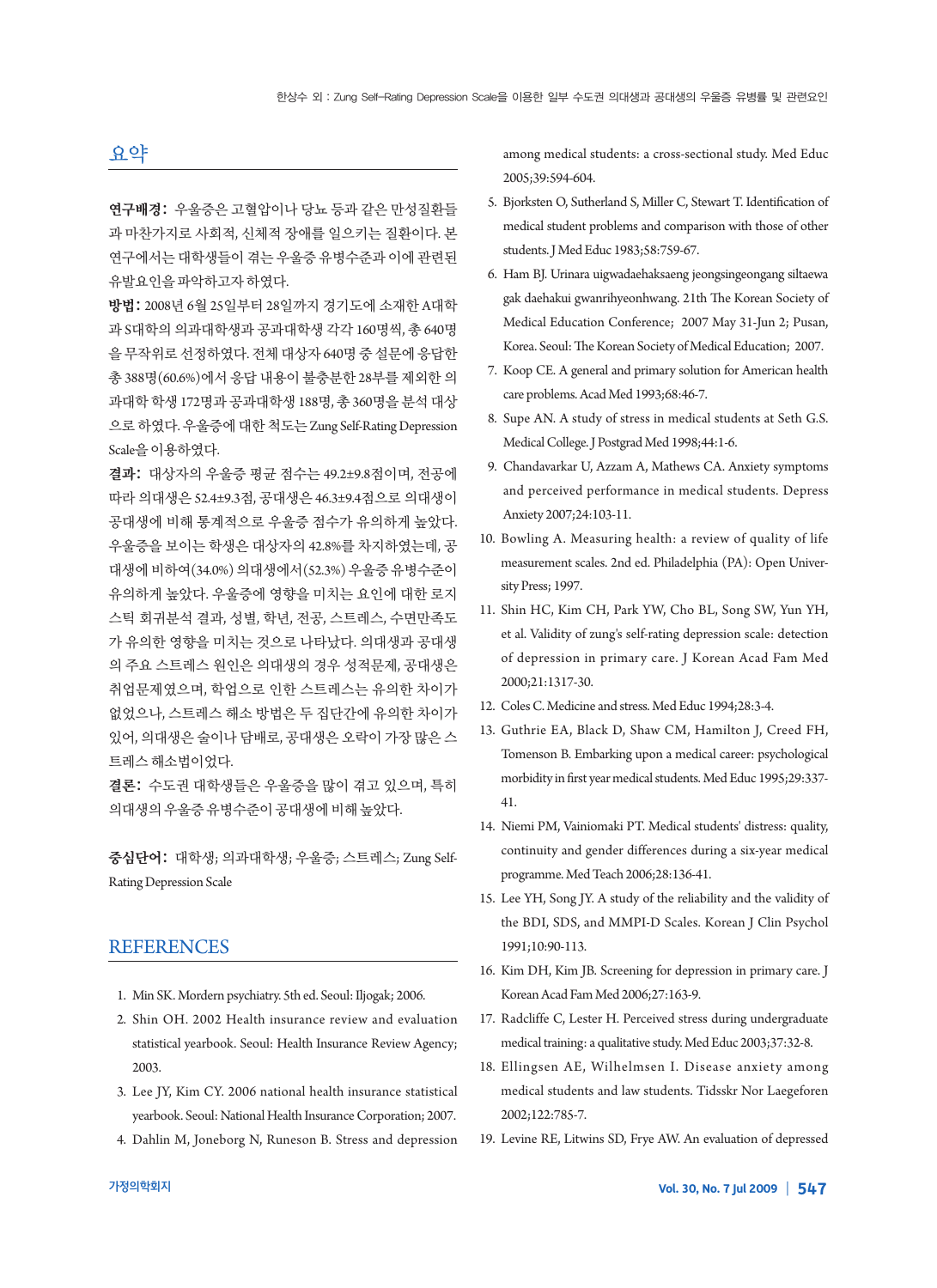## 요약

**연구배경:** 우울증은 고혈압이나 당뇨 등과 같은 만성질환들과 마찬가지로 사회적, 신체적 장애를 일으키는 질환이다. 본 연구에서는 대학생들이 겪는 우울증 유병수준과 이에 관련된 유발요인을 파악하고자 하였다.

**방법:** 2008년 6월 25일부터 28일까지 경기도에 소재한 A대학과 S대학의 의과대학생과 공과대학생 각각 160명씩, 총 640명을 무작위로 선정하였다. 전체 대상자 640명 중 설문에 응답한 총 388명(60.6%)에서 응답 내용이 불충분한 28부를 제외한 의과대학 학생 172명과 공과대학생 188명, 총 360명을 분석 대상으로 하였다. 우울증에 대한 척도는 Zung Self-Rating Depression Scale을 이용하였다.

**결과:** 대상자의 우울증 평균 점수는 49.2±9.8점이며, 전공에 따라 의대생은 52.4±9.3점, 공대생은 46.3±9.4점으로 의대생이 공대생에 비해 통계적으로 우울증 점수가 유의하게 높았다. 우울증을 보이는 학생은 대상자의 42.8%를 차지하였는데, 공대생에 비하여(34.0%) 의대생에서(52.3%) 우울증 유병수준이 유의하게 높았다. 우울증에 영향을 미치는 요인에 대한 로지스틱 회귀분석 결과, 성별, 학년, 전공, 스트레스, 수면만족도가 유의한 영향을 미치는 것으로 나타났다. 의대생과 공대생의 주요 스트레스 원인은 의대생의 경우 성적문제, 공대생은 취업문제였으며, 학업으로 인한 스트레스는 유의한 차이가 없었으나, 스트레스 해소 방법은 두 집단간에 유의한 차이가 있어, 의대생은 술이나 담배로, 공대생은 오락이 가장 많은 스트레스 해소법이었다.

**결론:** 수도권 대학생들은 우울증을 많이 겪고 있으며, 특히 의대생의 우울증 유병수준이 공대생에 비해 높았다.

**중심단어:** 대학생; 의과대학생; 우울증; 스트레스; Zung Self-Rating Depression Scale

## REFERENCES

1. Min SK. Mordern psychiatry. 5th ed. Seoul: Iljogak; 2006.
2. Shin OH. 2002 Health insurance review and evaluation statistical yearbook. Seoul: Health Insurance Review Agency; 2003.
3. Lee JY, Kim CY. 2006 national health insurance statistical yearbook. Seoul: National Health Insurance Corporation; 2007.
4. Dahlin M, Joneborg N, Runeson B. Stress and depression among medical students: a cross-sectional study. Med Educ 2005;39:594-604.
5. Bjorksten O, Sutherland S, Miller C, Stewart T. Identification of medical student problems and comparison with those of other students. J Med Educ 1983;58:759-67.
6. Ham BJ. Urinara uigwadaehaksaeng jeongsingeongang siltaewagak daehakui gwanrihyeonhwang. 21th The Korean Society of Medical Education Conference; 2007 May 31-Jun 2; Pusan, Korea. Seoul: The Korean Society of Medical Education; 2007.
7. Koop CE. A general and primary solution for American health care problems. Acad Med 1993;68:46-7.
8. Supe AN. A study of stress in medical students at Seth G.S. Medical College. J Postgrad Med 1998;44:1-6.
9. Chandavarkar U, Azzam A, Mathews CA. Anxiety symptoms and perceived performance in medical students. Depress Anxiety 2007;24:103-11.
10. Bowling A. Measuring health: a review of quality of life measurement scales. 2nd ed. Philadelphia (PA): Open University Press; 1997.
11. Shin HC, Kim CH, Park YW, Cho BL, Song SW, Yun YH, et al. Validity of zung's self-rating depression scale: detection of depression in primary care. J Korean Acad Fam Med 2000;21:1317-30.
12. Coles C. Medicine and stress. Med Educ 1994;28:3-4.
13. Guthrie EA, Black D, Shaw CM, Hamilton J, Creed FH, Tomenson B. Embarking upon a medical career: psychological morbidity in first year medical students. Med Educ 1995;29:337-41.
14. Niemi PM, Vainiomaki PT. Medical students' distress: quality, continuity and gender differences during a six-year medical programme. Med Teach 2006;28:136-41.
15. Lee YH, Song JY. A study of the reliability and the validity of the BDI, SDS, and MMPI-D Scales. Korean J Clin Psychol 1991;10:90-113.
16. Kim DH, Kim JB. Screening for depression in primary care. J Korean Acad Fam Med 2006;27:163-9.
17. Radcliffe C, Lester H. Perceived stress during undergraduate medical training: a qualitative study. Med Educ 2003;37:32-8.
18. Ellingsen AE, Wilhelmsen I. Disease anxiety among medical students and law students. Tidsskr Nor Laegeforen 2002;122:785-7.
19. Levine RE, Litwins SD, Frye AW. An evaluation of depressed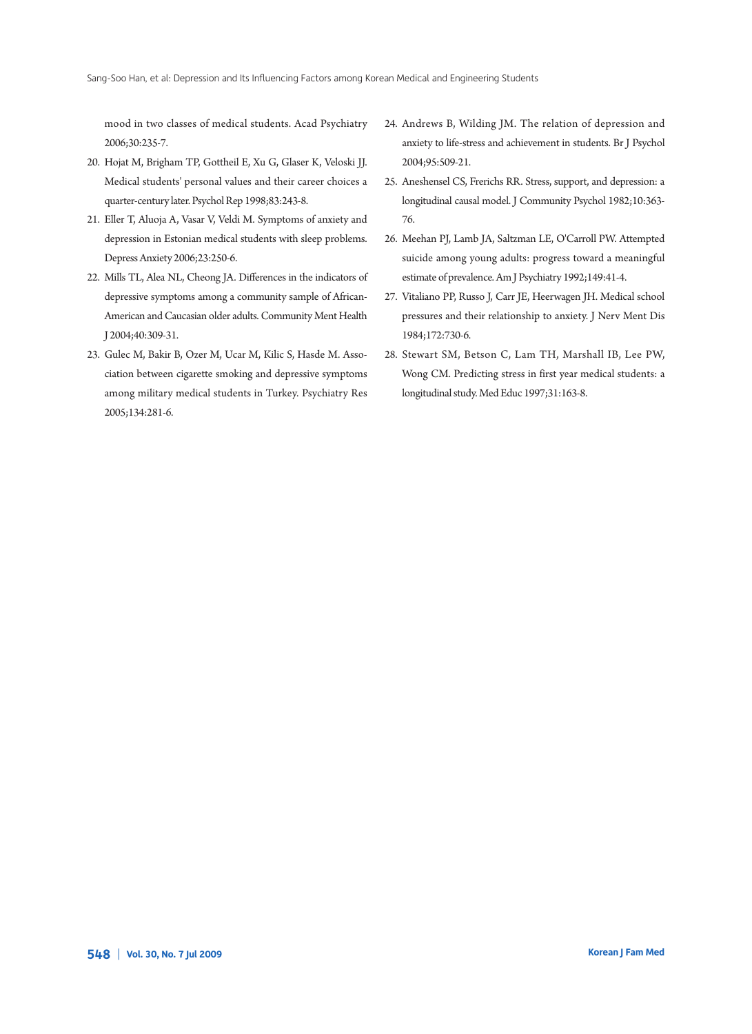mood in two classes of medical students. Acad Psychiatry 2006;30:235-7.

20. Hojat M, Brigham TP, Gottheil E, Xu G, Glaser K, Veloski JJ. Medical students' personal values and their career choices a quarter-century later. Psychol Rep 1998;83:243-8.
21. Eller T, Aluoja A, Vasar V, Veldi M. Symptoms of anxiety and depression in Estonian medical students with sleep problems. Depress Anxiety 2006;23:250-6.
22. Mills TL, Alea NL, Cheong JA. Differences in the indicators of depressive symptoms among a community sample of African-American and Caucasian older adults. Community Ment Health J 2004;40:309-31.
23. Gulec M, Bakir B, Ozer M, Ucar M, Kilic S, Hasde M. Association between cigarette smoking and depressive symptoms among military medical students in Turkey. Psychiatry Res 2005;134:281-6.
24. Andrews B, Wilding JM. The relation of depression and anxiety to life-stress and achievement in students. Br J Psychol 2004;95:509-21.
25. Aneshensel CS, Frerichs RR. Stress, support, and depression: a longitudinal causal model. J Community Psychol 1982;10:363-76.
26. Meehan PJ, Lamb JA, Saltzman LE, O'Carroll PW. Attempted suicide among young adults: progress toward a meaningful estimate of prevalence. Am J Psychiatry 1992;149:41-4.
27. Vitaliano PP, Russo J, Carr JE, Heerwagen JH. Medical school pressures and their relationship to anxiety. J Nerv Ment Dis 1984;172:730-6.
28. Stewart SM, Betson C, Lam TH, Marshall IB, Lee PW, Wong CM. Predicting stress in first year medical students: a longitudinal study. Med Educ 1997;31:163-8.